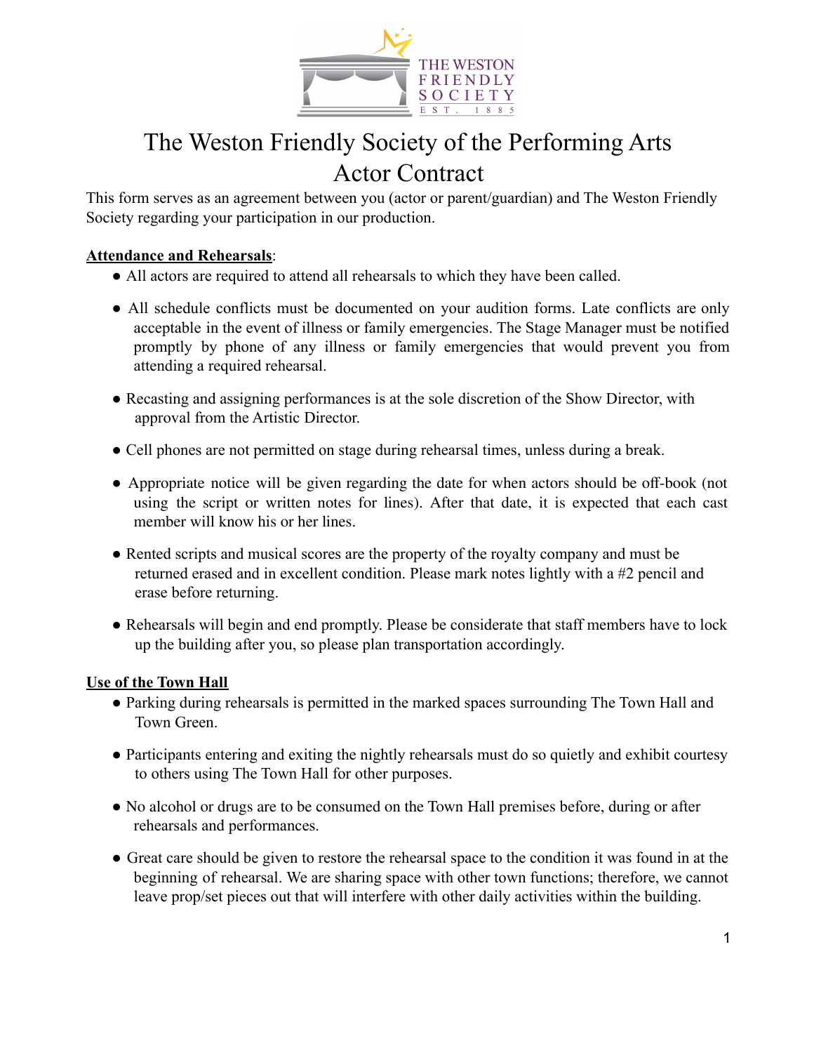# The Weston Friendly Society of the Performing Arts
# Actor Contract

This form serves as an agreement between you (actor or parent/guardian) and The Weston Friendly Society regarding your participation in our production.

**Attendance and Rehearsals**:

- All actors are required to attend all rehearsals to which they have been called.
- All schedule conflicts must be documented on your audition forms. Late conflicts are only acceptable in the event of illness or family emergencies. The Stage Manager must be notified promptly by phone of any illness or family emergencies that would prevent you from attending a required rehearsal.
- Recasting and assigning performances is at the sole discretion of the Show Director, with approval from the Artistic Director.
- Cell phones are not permitted on stage during rehearsal times, unless during a break.
- Appropriate notice will be given regarding the date for when actors should be off-book (not using the script or written notes for lines). After that date, it is expected that each cast member will know his or her lines.
- Rented scripts and musical scores are the property of the royalty company and must be returned erased and in excellent condition. Please mark notes lightly with a #2 pencil and erase before returning.
- Rehearsals will begin and end promptly. Please be considerate that staff members have to lock up the building after you, so please plan transportation accordingly.

**Use of the Town Hall**

- Parking during rehearsals is permitted in the marked spaces surrounding The Town Hall and Town Green.
- Participants entering and exiting the nightly rehearsals must do so quietly and exhibit courtesy to others using The Town Hall for other purposes.
- No alcohol or drugs are to be consumed on the Town Hall premises before, during or after rehearsals and performances.
- Great care should be given to restore the rehearsal space to the condition it was found in at the beginning of rehearsal. We are sharing space with other town functions; therefore, we cannot leave prop/set pieces out that will interfere with other daily activities within the building.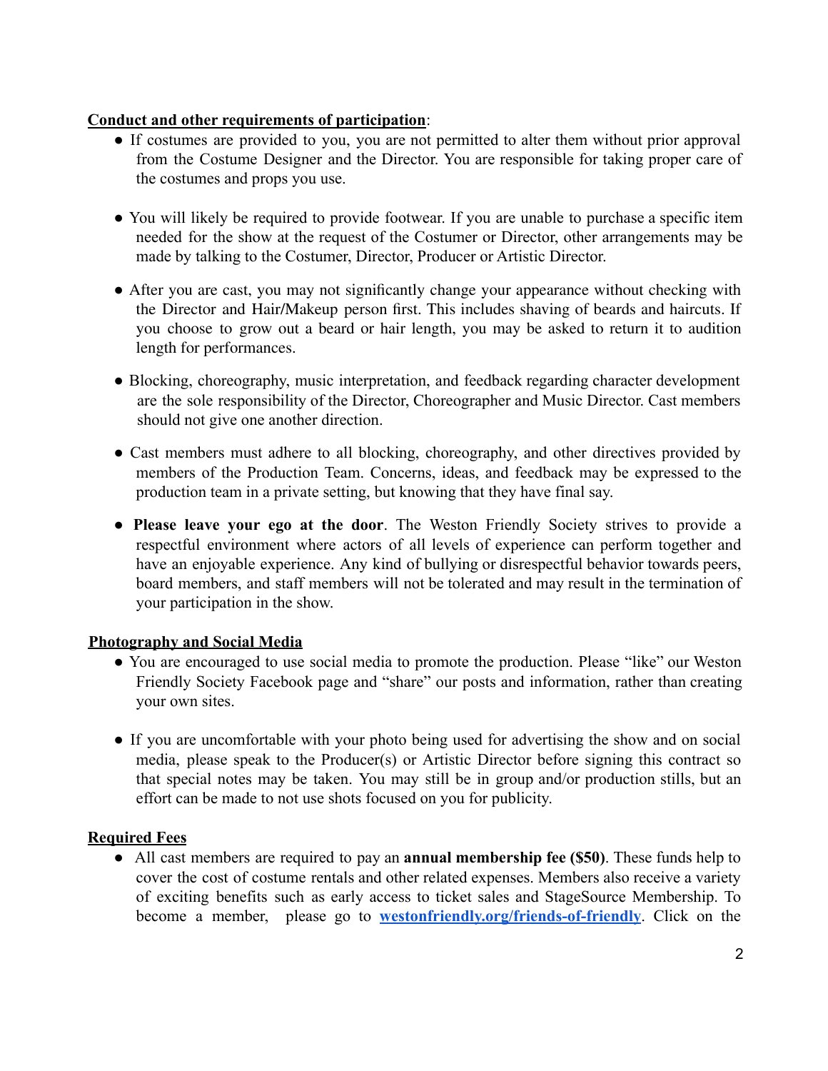**Conduct and other requirements of participation**:

- If costumes are provided to you, you are not permitted to alter them without prior approval from the Costume Designer and the Director. You are responsible for taking proper care of the costumes and props you use.
- You will likely be required to provide footwear. If you are unable to purchase a specific item needed for the show at the request of the Costumer or Director, other arrangements may be made by talking to the Costumer, Director, Producer or Artistic Director.
- After you are cast, you may not significantly change your appearance without checking with the Director and Hair/Makeup person first. This includes shaving of beards and haircuts. If you choose to grow out a beard or hair length, you may be asked to return it to audition length for performances.
- Blocking, choreography, music interpretation, and feedback regarding character development are the sole responsibility of the Director, Choreographer and Music Director. Cast members should not give one another direction.
- Cast members must adhere to all blocking, choreography, and other directives provided by members of the Production Team. Concerns, ideas, and feedback may be expressed to the production team in a private setting, but knowing that they have final say.
- **Please leave your ego at the door**. The Weston Friendly Society strives to provide a respectful environment where actors of all levels of experience can perform together and have an enjoyable experience. Any kind of bullying or disrespectful behavior towards peers, board members, and staff members will not be tolerated and may result in the termination of your participation in the show.

**Photography and Social Media**

- You are encouraged to use social media to promote the production. Please "like" our Weston Friendly Society Facebook page and "share" our posts and information, rather than creating your own sites.
- If you are uncomfortable with your photo being used for advertising the show and on social media, please speak to the Producer(s) or Artistic Director before signing this contract so that special notes may be taken. You may still be in group and/or production stills, but an effort can be made to not use shots focused on you for publicity.

**Required Fees**

- All cast members are required to pay an **annual membership fee ($50)**. These funds help to cover the cost of costume rentals and other related expenses. Members also receive a variety of exciting benefits such as early access to ticket sales and StageSource Membership. To become a member, please go to **westonfriendly.org/friends-of-friendly**. Click on the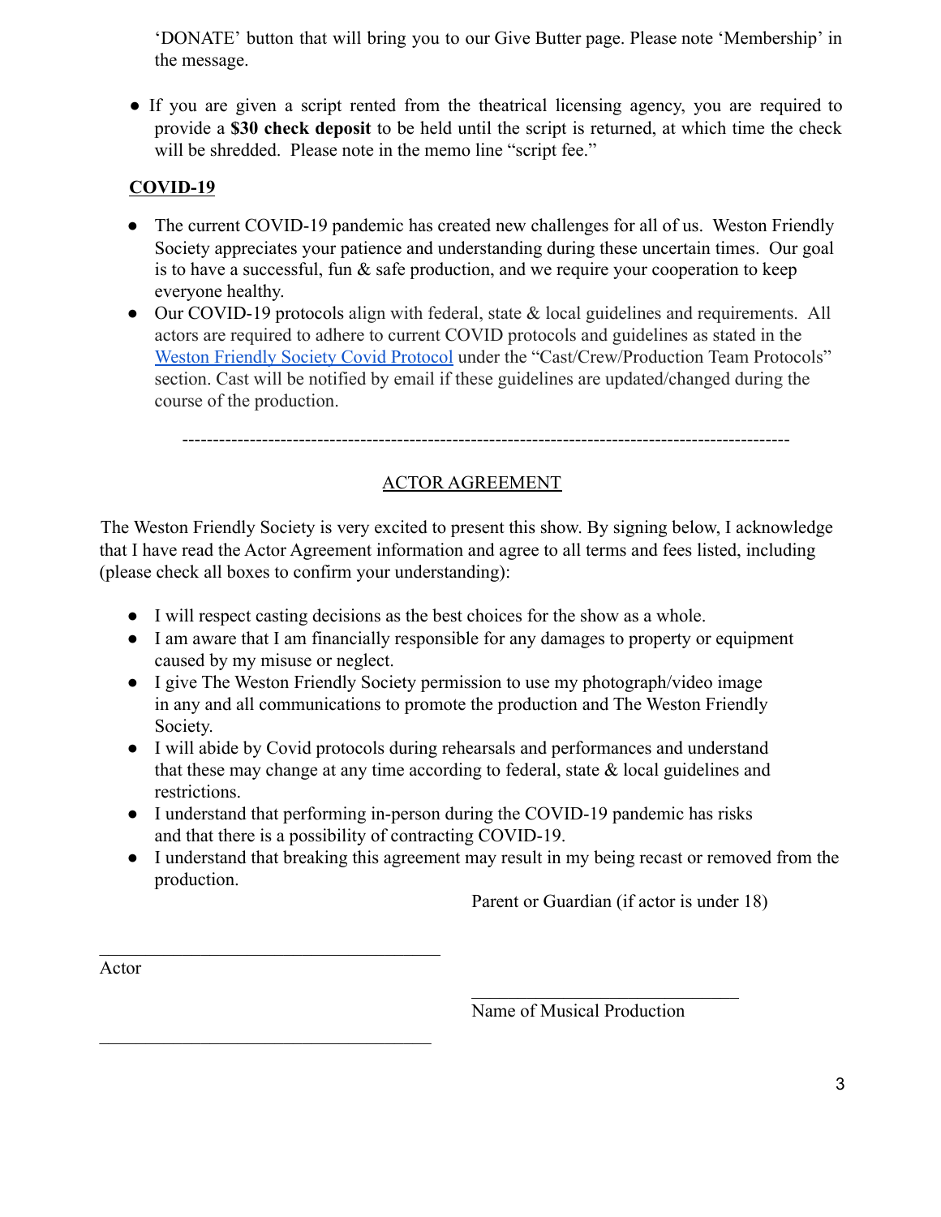'DONATE' button that will bring you to our Give Butter page. Please note 'Membership' in the message.

- If you are given a script rented from the theatrical licensing agency, you are required to provide a **$30 check deposit** to be held until the script is returned, at which time the check will be shredded. Please note in the memo line "script fee."

**COVID-19**

- The current COVID-19 pandemic has created new challenges for all of us. Weston Friendly Society appreciates your patience and understanding during these uncertain times. Our goal is to have a successful, fun & safe production, and we require your cooperation to keep everyone healthy.
- Our COVID-19 protocols align with federal, state & local guidelines and requirements. All actors are required to adhere to current COVID protocols and guidelines as stated in the Weston Friendly Society Covid Protocol under the "Cast/Crew/Production Team Protocols" section. Cast will be notified by email if these guidelines are updated/changed during the course of the production.

---

ACTOR AGREEMENT

The Weston Friendly Society is very excited to present this show. By signing below, I acknowledge that I have read the Actor Agreement information and agree to all terms and fees listed, including (please check all boxes to confirm your understanding):

- I will respect casting decisions as the best choices for the show as a whole.
- I am aware that I am financially responsible for any damages to property or equipment caused by my misuse or neglect.
- I give The Weston Friendly Society permission to use my photograph/video image in any and all communications to promote the production and The Weston Friendly Society.
- I will abide by Covid protocols during rehearsals and performances and understand that these may change at any time according to federal, state & local guidelines and restrictions.
- I understand that performing in-person during the COVID-19 pandemic has risks and that there is a possibility of contracting COVID-19.
- I understand that breaking this agreement may result in my being recast or removed from the production.

Parent or Guardian (if actor is under 18)

\_\_\_\_\_\_\_\_\_\_\_\_\_\_\_\_\_\_\_\_\_\_\_\_\_\_\_\_\_\_\_\_\_\_\_\_
Actor

\_\_\_\_\_\_\_\_\_\_\_\_\_\_\_\_\_\_\_\_\_\_\_\_\_\_\_\_\_\_
Name of Musical Production

\_\_\_\_\_\_\_\_\_\_\_\_\_\_\_\_\_\_\_\_\_\_\_\_\_\_\_\_\_\_\_\_\_\_\_\_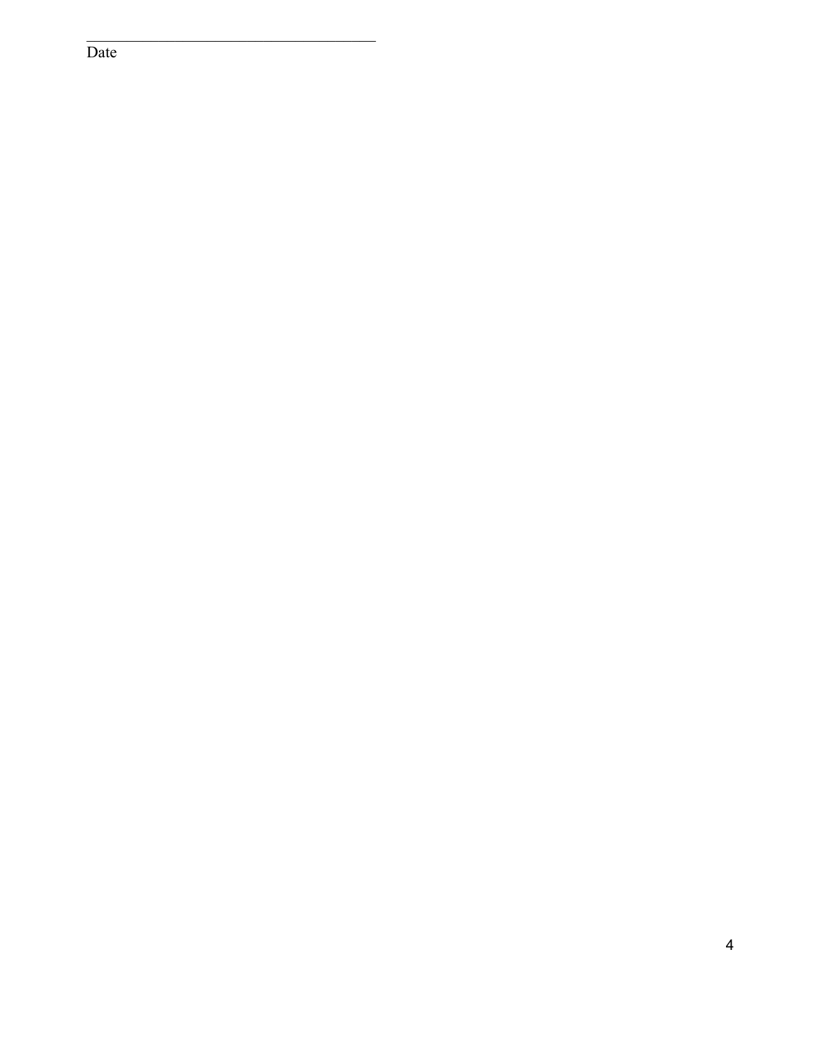______________________________________

Date